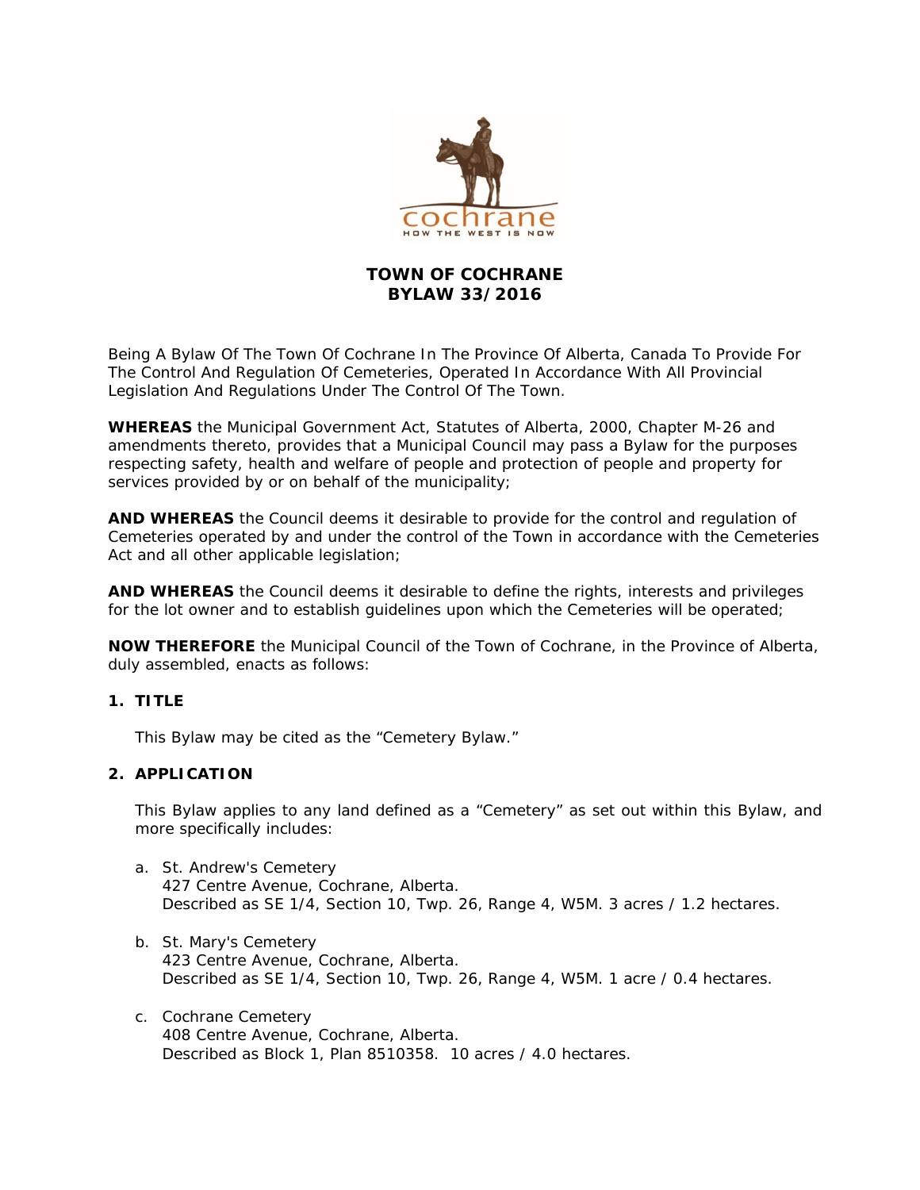# TOWN OF COCHRANE
# BYLAW 33/2016

Being A Bylaw Of The Town Of Cochrane In The Province Of Alberta, Canada To Provide For The Control And Regulation Of Cemeteries, Operated In Accordance With All Provincial Legislation And Regulations Under The Control Of The Town.

**WHEREAS** the Municipal Government Act, Statutes of Alberta, 2000, Chapter M-26 and amendments thereto, provides that a Municipal Council may pass a Bylaw for the purposes respecting safety, health and welfare of people and protection of people and property for services provided by or on behalf of the municipality;

**AND WHEREAS** the Council deems it desirable to provide for the control and regulation of Cemeteries operated by and under the control of the Town in accordance with the Cemeteries Act and all other applicable legislation;

**AND WHEREAS** the Council deems it desirable to define the rights, interests and privileges for the lot owner and to establish guidelines upon which the Cemeteries will be operated;

**NOW THEREFORE** the Municipal Council of the Town of Cochrane, in the Province of Alberta, duly assembled, enacts as follows:

## 1. TITLE

This Bylaw may be cited as the "Cemetery Bylaw."

## 2. APPLICATION

This Bylaw applies to any land defined as a "Cemetery" as set out within this Bylaw, and more specifically includes:

a. St. Andrew's Cemetery
   427 Centre Avenue, Cochrane, Alberta.
   Described as SE 1/4, Section 10, Twp. 26, Range 4, W5M. 3 acres / 1.2 hectares.

b. St. Mary's Cemetery
   423 Centre Avenue, Cochrane, Alberta.
   Described as SE 1/4, Section 10, Twp. 26, Range 4, W5M. 1 acre / 0.4 hectares.

c. Cochrane Cemetery
   408 Centre Avenue, Cochrane, Alberta.
   Described as Block 1, Plan 8510358. 10 acres / 4.0 hectares.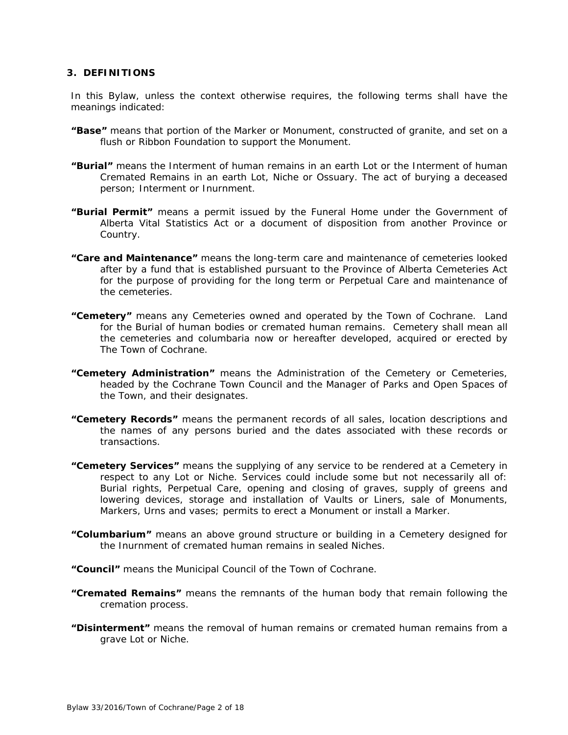### 3. DEFINITIONS

In this Bylaw, unless the context otherwise requires, the following terms shall have the meanings indicated:

**"Base"** means that portion of the Marker or Monument, constructed of granite, and set on a flush or Ribbon Foundation to support the Monument.

**"Burial"** means the Interment of human remains in an earth Lot or the Interment of human Cremated Remains in an earth Lot, Niche or Ossuary. The act of burying a deceased person; Interment or Inurnment.

**"Burial Permit"** means a permit issued by the Funeral Home under the Government of Alberta Vital Statistics Act or a document of disposition from another Province or Country.

**"Care and Maintenance"** means the long-term care and maintenance of cemeteries looked after by a fund that is established pursuant to the Province of Alberta Cemeteries Act for the purpose of providing for the long term or Perpetual Care and maintenance of the cemeteries.

**"Cemetery"** means any Cemeteries owned and operated by the Town of Cochrane. Land for the Burial of human bodies or cremated human remains. Cemetery shall mean all the cemeteries and columbaria now or hereafter developed, acquired or erected by The Town of Cochrane.

**"Cemetery Administration"** means the Administration of the Cemetery or Cemeteries, headed by the Cochrane Town Council and the Manager of Parks and Open Spaces of the Town, and their designates.

**"Cemetery Records"** means the permanent records of all sales, location descriptions and the names of any persons buried and the dates associated with these records or transactions.

**"Cemetery Services"** means the supplying of any service to be rendered at a Cemetery in respect to any Lot or Niche. Services could include some but not necessarily all of: Burial rights, Perpetual Care, opening and closing of graves, supply of greens and lowering devices, storage and installation of Vaults or Liners, sale of Monuments, Markers, Urns and vases; permits to erect a Monument or install a Marker.

**"Columbarium"** means an above ground structure or building in a Cemetery designed for the Inurnment of cremated human remains in sealed Niches.

**"Council"** means the Municipal Council of the Town of Cochrane.

**"Cremated Remains"** means the remnants of the human body that remain following the cremation process.

**"Disinterment"** means the removal of human remains or cremated human remains from a grave Lot or Niche.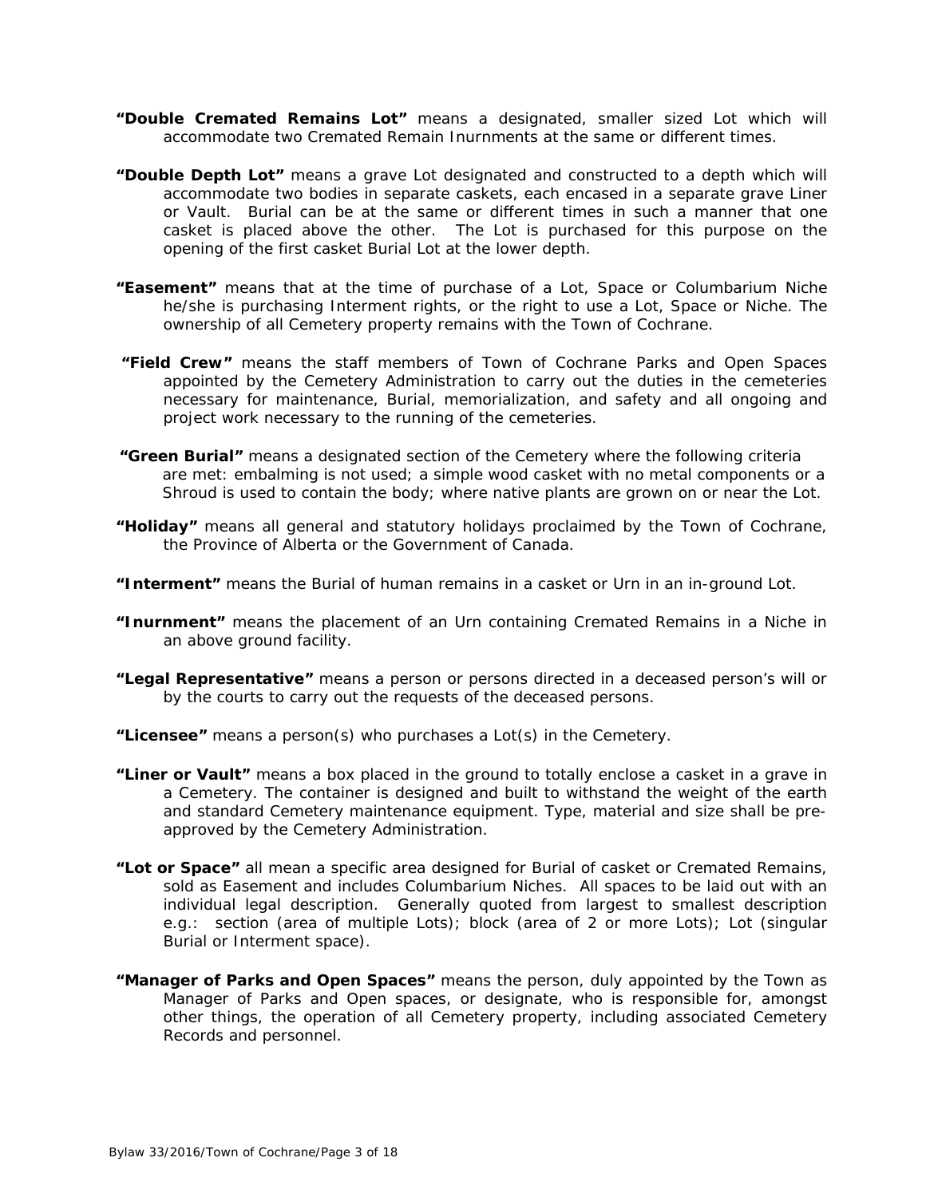**"Double Cremated Remains Lot"** means a designated, smaller sized Lot which will accommodate two Cremated Remain Inurnments at the same or different times.

**"Double Depth Lot"** means a grave Lot designated and constructed to a depth which will accommodate two bodies in separate caskets, each encased in a separate grave Liner or Vault. Burial can be at the same or different times in such a manner that one casket is placed above the other. The Lot is purchased for this purpose on the opening of the first casket Burial Lot at the lower depth.

**"Easement"** means that at the time of purchase of a Lot, Space or Columbarium Niche he/she is purchasing Interment rights, or the right to use a Lot, Space or Niche. The ownership of all Cemetery property remains with the Town of Cochrane.

**"Field Crew"** means the staff members of Town of Cochrane Parks and Open Spaces appointed by the Cemetery Administration to carry out the duties in the cemeteries necessary for maintenance, Burial, memorialization, and safety and all ongoing and project work necessary to the running of the cemeteries.

**"Green Burial"** means a designated section of the Cemetery where the following criteria are met: embalming is not used; a simple wood casket with no metal components or a Shroud is used to contain the body; where native plants are grown on or near the Lot.

**"Holiday"** means all general and statutory holidays proclaimed by the Town of Cochrane, the Province of Alberta or the Government of Canada.

**"Interment"** means the Burial of human remains in a casket or Urn in an in-ground Lot.

**"Inurnment"** means the placement of an Urn containing Cremated Remains in a Niche in an above ground facility.

**"Legal Representative"** means a person or persons directed in a deceased person's will or by the courts to carry out the requests of the deceased persons.

**"Licensee"** means a person(s) who purchases a Lot(s) in the Cemetery.

**"Liner or Vault"** means a box placed in the ground to totally enclose a casket in a grave in a Cemetery. The container is designed and built to withstand the weight of the earth and standard Cemetery maintenance equipment. Type, material and size shall be pre-approved by the Cemetery Administration.

**"Lot or Space"** all mean a specific area designed for Burial of casket or Cremated Remains, sold as Easement and includes Columbarium Niches. All spaces to be laid out with an individual legal description. Generally quoted from largest to smallest description e.g.: section (area of multiple Lots); block (area of 2 or more Lots); Lot (singular Burial or Interment space).

**"Manager of Parks and Open Spaces"** means the person, duly appointed by the Town as Manager of Parks and Open spaces, or designate, who is responsible for, amongst other things, the operation of all Cemetery property, including associated Cemetery Records and personnel.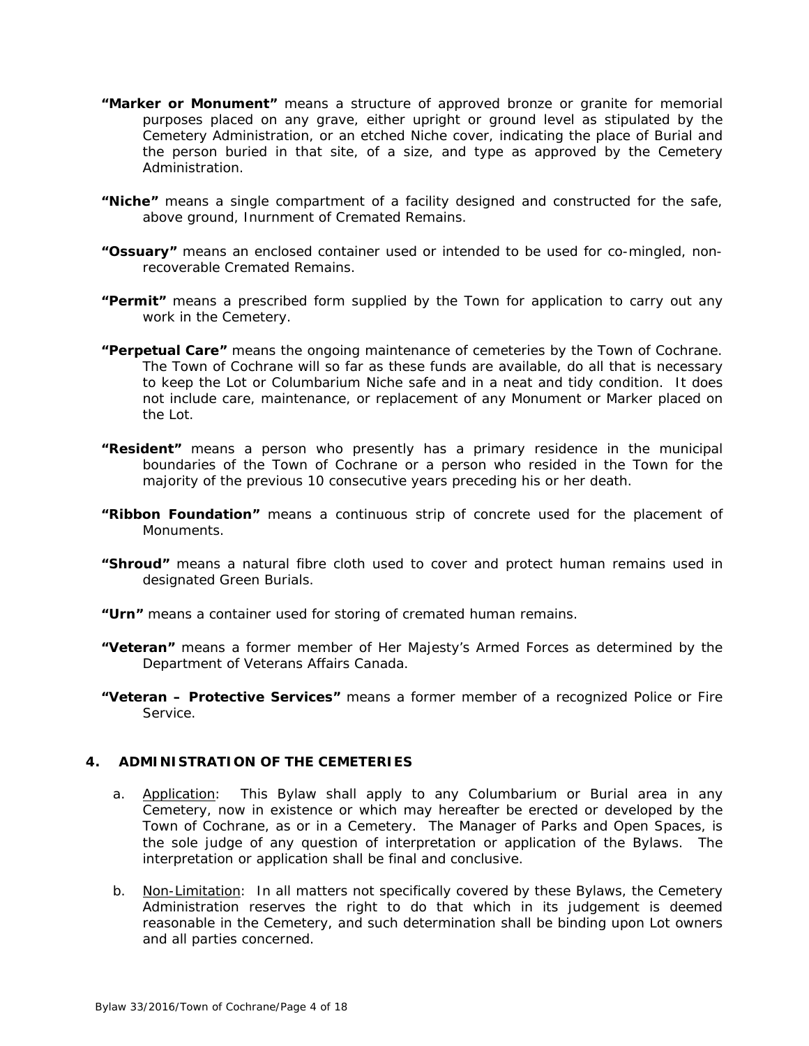**"Marker or Monument"** means a structure of approved bronze or granite for memorial purposes placed on any grave, either upright or ground level as stipulated by the Cemetery Administration, or an etched Niche cover, indicating the place of Burial and the person buried in that site, of a size, and type as approved by the Cemetery Administration.

**"Niche"** means a single compartment of a facility designed and constructed for the safe, above ground, Inurnment of Cremated Remains.

**"Ossuary"** means an enclosed container used or intended to be used for co-mingled, non-recoverable Cremated Remains.

**"Permit"** means a prescribed form supplied by the Town for application to carry out any work in the Cemetery.

**"Perpetual Care"** means the ongoing maintenance of cemeteries by the Town of Cochrane. The Town of Cochrane will so far as these funds are available, do all that is necessary to keep the Lot or Columbarium Niche safe and in a neat and tidy condition. It does not include care, maintenance, or replacement of any Monument or Marker placed on the Lot.

**"Resident"** means a person who presently has a primary residence in the municipal boundaries of the Town of Cochrane or a person who resided in the Town for the majority of the previous 10 consecutive years preceding his or her death.

**"Ribbon Foundation"** means a continuous strip of concrete used for the placement of Monuments.

**"Shroud"** means a natural fibre cloth used to cover and protect human remains used in designated Green Burials.

**"Urn"** means a container used for storing of cremated human remains.

**"Veteran"** means a former member of Her Majesty's Armed Forces as determined by the Department of Veterans Affairs Canada.

**"Veteran – Protective Services"** means a former member of a recognized Police or Fire Service.

## 4. ADMINISTRATION OF THE CEMETERIES

a. Application: This Bylaw shall apply to any Columbarium or Burial area in any Cemetery, now in existence or which may hereafter be erected or developed by the Town of Cochrane, as or in a Cemetery. The Manager of Parks and Open Spaces, is the sole judge of any question of interpretation or application of the Bylaws. The interpretation or application shall be final and conclusive.

b. Non-Limitation: In all matters not specifically covered by these Bylaws, the Cemetery Administration reserves the right to do that which in its judgement is deemed reasonable in the Cemetery, and such determination shall be binding upon Lot owners and all parties concerned.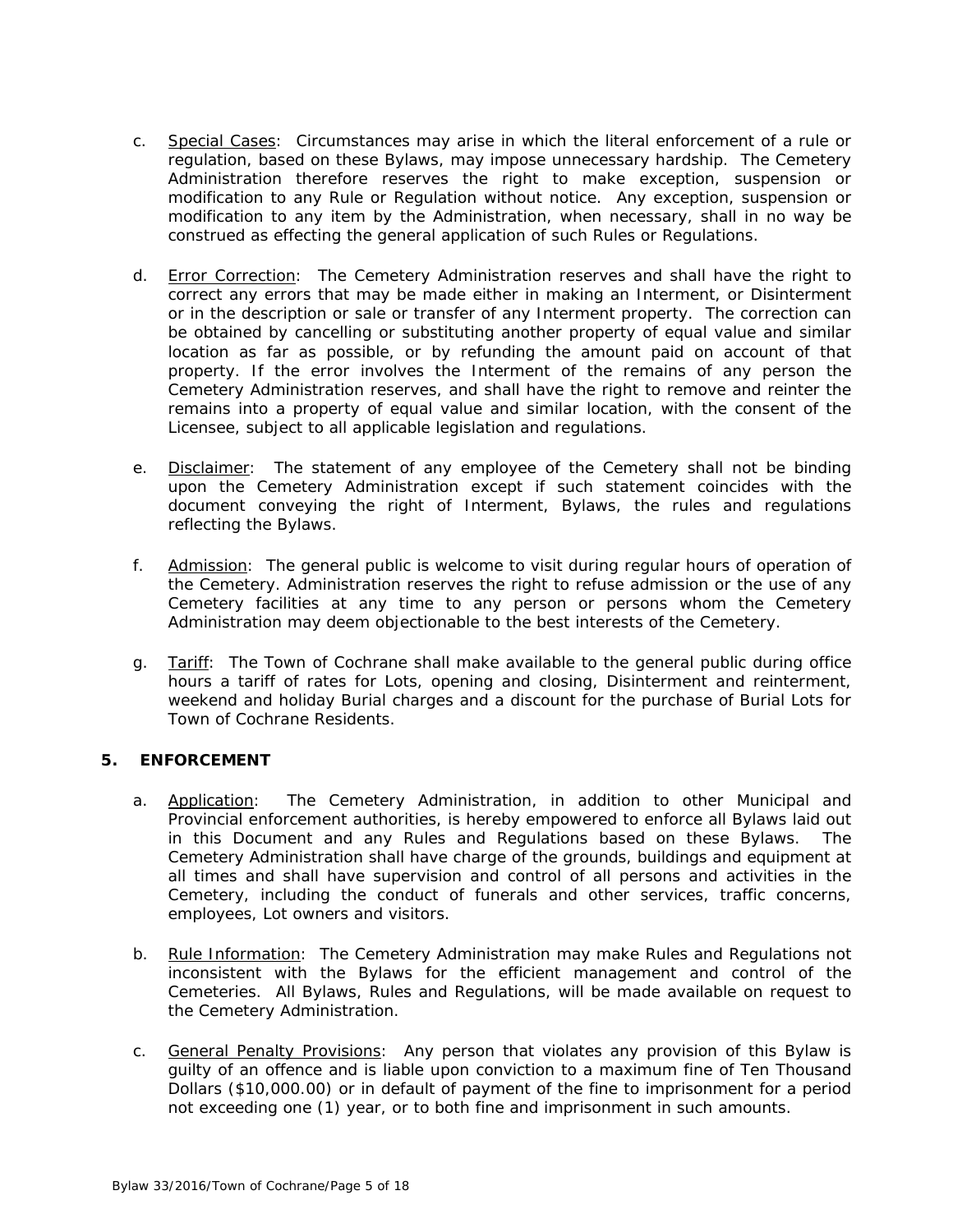c. Special Cases: Circumstances may arise in which the literal enforcement of a rule or regulation, based on these Bylaws, may impose unnecessary hardship. The Cemetery Administration therefore reserves the right to make exception, suspension or modification to any Rule or Regulation without notice. Any exception, suspension or modification to any item by the Administration, when necessary, shall in no way be construed as effecting the general application of such Rules or Regulations.

d. Error Correction: The Cemetery Administration reserves and shall have the right to correct any errors that may be made either in making an Interment, or Disinterment or in the description or sale or transfer of any Interment property. The correction can be obtained by cancelling or substituting another property of equal value and similar location as far as possible, or by refunding the amount paid on account of that property. If the error involves the Interment of the remains of any person the Cemetery Administration reserves, and shall have the right to remove and reinter the remains into a property of equal value and similar location, with the consent of the Licensee, subject to all applicable legislation and regulations.

e. Disclaimer: The statement of any employee of the Cemetery shall not be binding upon the Cemetery Administration except if such statement coincides with the document conveying the right of Interment, Bylaws, the rules and regulations reflecting the Bylaws.

f. Admission: The general public is welcome to visit during regular hours of operation of the Cemetery. Administration reserves the right to refuse admission or the use of any Cemetery facilities at any time to any person or persons whom the Cemetery Administration may deem objectionable to the best interests of the Cemetery.

g. Tariff: The Town of Cochrane shall make available to the general public during office hours a tariff of rates for Lots, opening and closing, Disinterment and reinterment, weekend and holiday Burial charges and a discount for the purchase of Burial Lots for Town of Cochrane Residents.

## 5. ENFORCEMENT

a. Application: The Cemetery Administration, in addition to other Municipal and Provincial enforcement authorities, is hereby empowered to enforce all Bylaws laid out in this Document and any Rules and Regulations based on these Bylaws. The Cemetery Administration shall have charge of the grounds, buildings and equipment at all times and shall have supervision and control of all persons and activities in the Cemetery, including the conduct of funerals and other services, traffic concerns, employees, Lot owners and visitors.

b. Rule Information: The Cemetery Administration may make Rules and Regulations not inconsistent with the Bylaws for the efficient management and control of the Cemeteries. All Bylaws, Rules and Regulations, will be made available on request to the Cemetery Administration.

c. General Penalty Provisions: Any person that violates any provision of this Bylaw is guilty of an offence and is liable upon conviction to a maximum fine of Ten Thousand Dollars ($10,000.00) or in default of payment of the fine to imprisonment for a period not exceeding one (1) year, or to both fine and imprisonment in such amounts.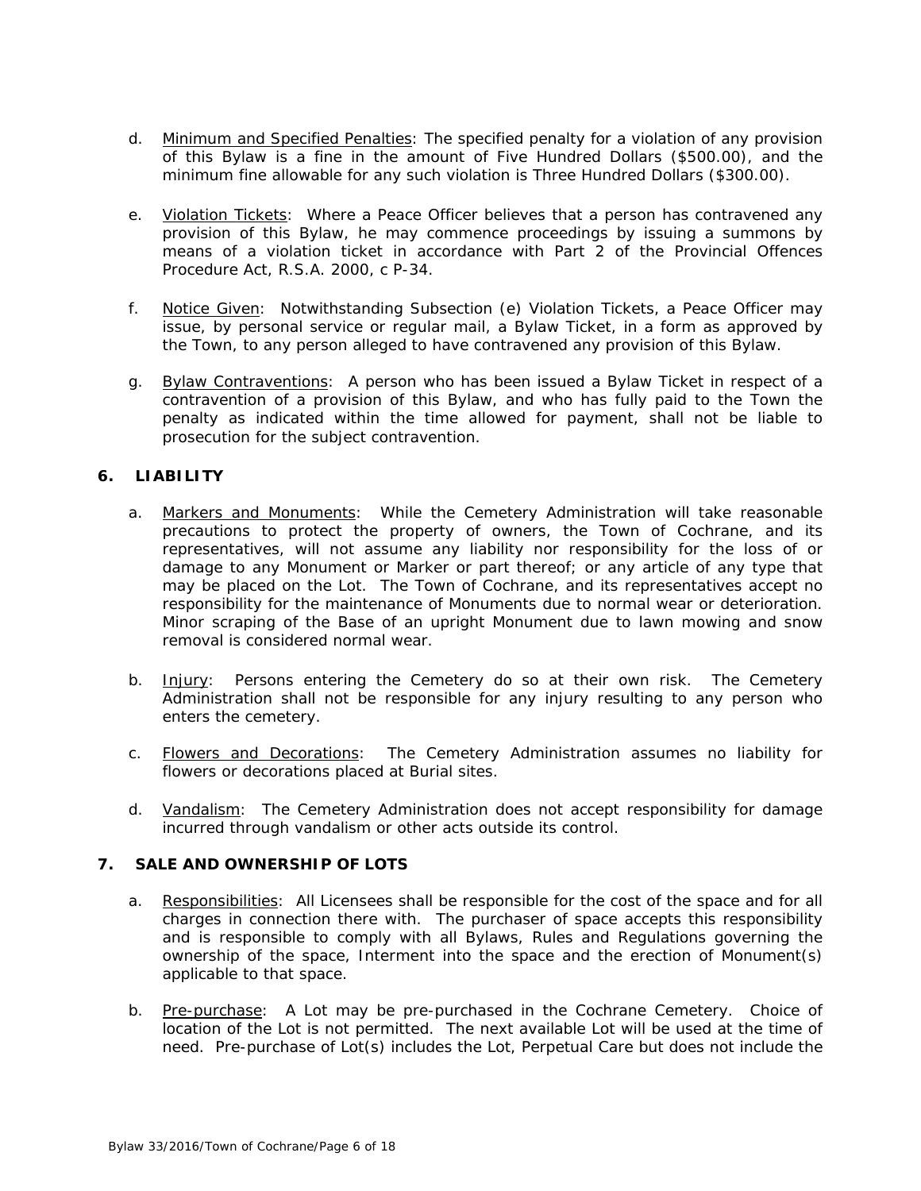d. Minimum and Specified Penalties: The specified penalty for a violation of any provision of this Bylaw is a fine in the amount of Five Hundred Dollars ($500.00), and the minimum fine allowable for any such violation is Three Hundred Dollars ($300.00).

e. Violation Tickets: Where a Peace Officer believes that a person has contravened any provision of this Bylaw, he may commence proceedings by issuing a summons by means of a violation ticket in accordance with Part 2 of the Provincial Offences Procedure Act, R.S.A. 2000, c P-34.

f. Notice Given: Notwithstanding Subsection (e) Violation Tickets, a Peace Officer may issue, by personal service or regular mail, a Bylaw Ticket, in a form as approved by the Town, to any person alleged to have contravened any provision of this Bylaw.

g. Bylaw Contraventions: A person who has been issued a Bylaw Ticket in respect of a contravention of a provision of this Bylaw, and who has fully paid to the Town the penalty as indicated within the time allowed for payment, shall not be liable to prosecution for the subject contravention.

## 6. LIABILITY

a. Markers and Monuments: While the Cemetery Administration will take reasonable precautions to protect the property of owners, the Town of Cochrane, and its representatives, will not assume any liability nor responsibility for the loss of or damage to any Monument or Marker or part thereof; or any article of any type that may be placed on the Lot. The Town of Cochrane, and its representatives accept no responsibility for the maintenance of Monuments due to normal wear or deterioration. Minor scraping of the Base of an upright Monument due to lawn mowing and snow removal is considered normal wear.

b. Injury: Persons entering the Cemetery do so at their own risk. The Cemetery Administration shall not be responsible for any injury resulting to any person who enters the cemetery.

c. Flowers and Decorations: The Cemetery Administration assumes no liability for flowers or decorations placed at Burial sites.

d. Vandalism: The Cemetery Administration does not accept responsibility for damage incurred through vandalism or other acts outside its control.

## 7. SALE AND OWNERSHIP OF LOTS

a. Responsibilities: All Licensees shall be responsible for the cost of the space and for all charges in connection there with. The purchaser of space accepts this responsibility and is responsible to comply with all Bylaws, Rules and Regulations governing the ownership of the space, Interment into the space and the erection of Monument(s) applicable to that space.

b. Pre-purchase: A Lot may be pre-purchased in the Cochrane Cemetery. Choice of location of the Lot is not permitted. The next available Lot will be used at the time of need. Pre-purchase of Lot(s) includes the Lot, Perpetual Care but does not include the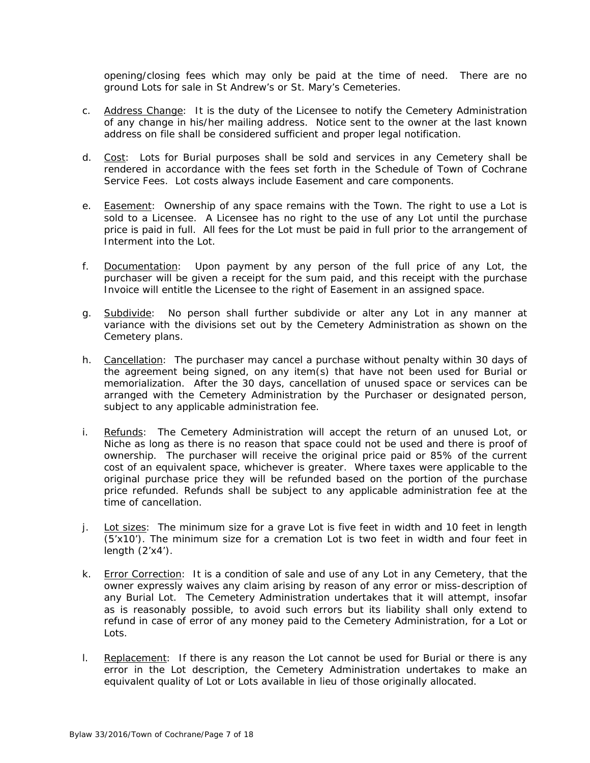opening/closing fees which may only be paid at the time of need. There are no ground Lots for sale in St Andrew's or St. Mary's Cemeteries.

c. <u>Address Change</u>: It is the duty of the Licensee to notify the Cemetery Administration of any change in his/her mailing address. Notice sent to the owner at the last known address on file shall be considered sufficient and proper legal notification.

d. <u>Cost</u>: Lots for Burial purposes shall be sold and services in any Cemetery shall be rendered in accordance with the fees set forth in the Schedule of Town of Cochrane Service Fees. Lot costs always include Easement and care components.

e. <u>Easement</u>: Ownership of any space remains with the Town. The right to use a Lot is sold to a Licensee. A Licensee has no right to the use of any Lot until the purchase price is paid in full. All fees for the Lot must be paid in full prior to the arrangement of Interment into the Lot.

f. <u>Documentation</u>: Upon payment by any person of the full price of any Lot, the purchaser will be given a receipt for the sum paid, and this receipt with the purchase Invoice will entitle the Licensee to the right of Easement in an assigned space.

g. <u>Subdivide</u>: No person shall further subdivide or alter any Lot in any manner at variance with the divisions set out by the Cemetery Administration as shown on the Cemetery plans.

h. <u>Cancellation</u>: The purchaser may cancel a purchase without penalty within 30 days of the agreement being signed, on any item(s) that have not been used for Burial or memorialization. After the 30 days, cancellation of unused space or services can be arranged with the Cemetery Administration by the Purchaser or designated person, subject to any applicable administration fee.

i. <u>Refunds</u>: The Cemetery Administration will accept the return of an unused Lot, or Niche as long as there is no reason that space could not be used and there is proof of ownership. The purchaser will receive the original price paid or 85% of the current cost of an equivalent space, whichever is greater. Where taxes were applicable to the original purchase price they will be refunded based on the portion of the purchase price refunded. Refunds shall be subject to any applicable administration fee at the time of cancellation.

j. <u>Lot sizes</u>: The minimum size for a grave Lot is five feet in width and 10 feet in length (5'x10'). The minimum size for a cremation Lot is two feet in width and four feet in length (2'x4').

k. <u>Error Correction</u>: It is a condition of sale and use of any Lot in any Cemetery, that the owner expressly waives any claim arising by reason of any error or miss-description of any Burial Lot. The Cemetery Administration undertakes that it will attempt, insofar as is reasonably possible, to avoid such errors but its liability shall only extend to refund in case of error of any money paid to the Cemetery Administration, for a Lot or Lots.

l. <u>Replacement</u>: If there is any reason the Lot cannot be used for Burial or there is any error in the Lot description, the Cemetery Administration undertakes to make an equivalent quality of Lot or Lots available in lieu of those originally allocated.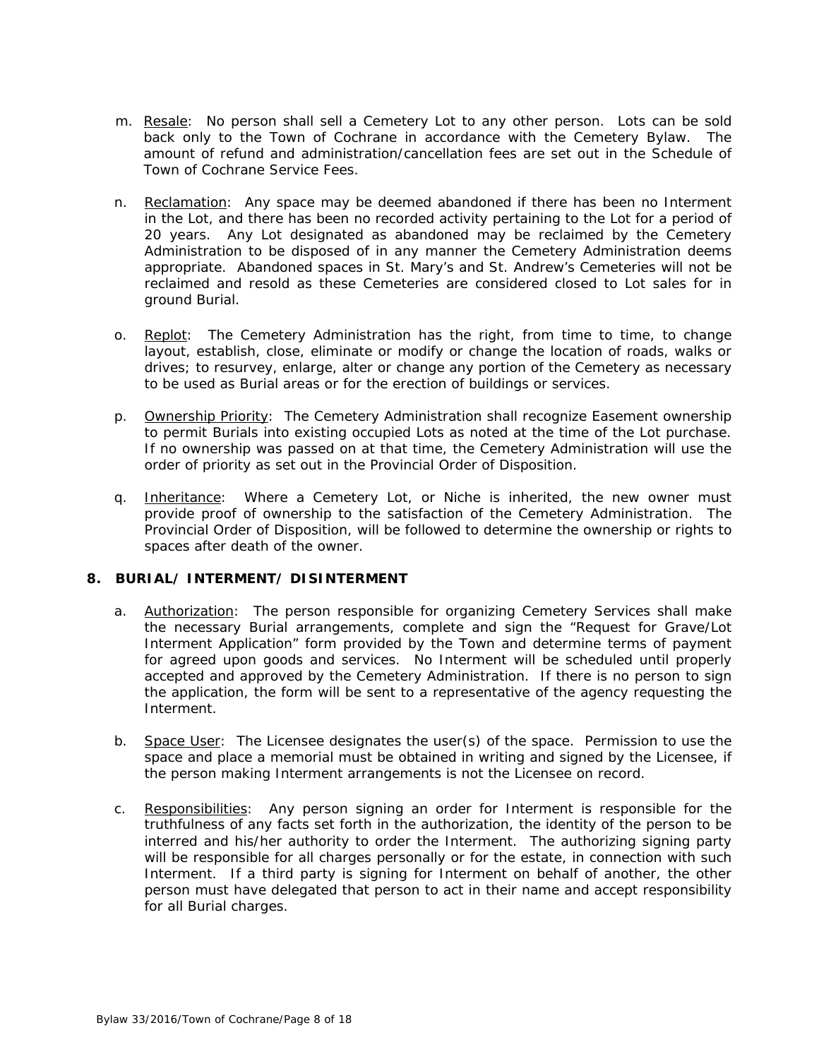m. <u>Resale</u>: No person shall sell a Cemetery Lot to any other person. Lots can be sold back only to the Town of Cochrane in accordance with the Cemetery Bylaw. The amount of refund and administration/cancellation fees are set out in the Schedule of Town of Cochrane Service Fees.

n. <u>Reclamation</u>: Any space may be deemed abandoned if there has been no Interment in the Lot, and there has been no recorded activity pertaining to the Lot for a period of 20 years. Any Lot designated as abandoned may be reclaimed by the Cemetery Administration to be disposed of in any manner the Cemetery Administration deems appropriate. Abandoned spaces in St. Mary's and St. Andrew's Cemeteries will not be reclaimed and resold as these Cemeteries are considered closed to Lot sales for in ground Burial.

o. <u>Replot</u>: The Cemetery Administration has the right, from time to time, to change layout, establish, close, eliminate or modify or change the location of roads, walks or drives; to resurvey, enlarge, alter or change any portion of the Cemetery as necessary to be used as Burial areas or for the erection of buildings or services.

p. <u>Ownership Priority</u>: The Cemetery Administration shall recognize Easement ownership to permit Burials into existing occupied Lots as noted at the time of the Lot purchase. If no ownership was passed on at that time, the Cemetery Administration will use the order of priority as set out in the Provincial Order of Disposition.

q. <u>Inheritance</u>: Where a Cemetery Lot, or Niche is inherited, the new owner must provide proof of ownership to the satisfaction of the Cemetery Administration. The Provincial Order of Disposition, will be followed to determine the ownership or rights to spaces after death of the owner.

## 8. BURIAL/ INTERMENT/ DISINTERMENT

a. <u>Authorization</u>: The person responsible for organizing Cemetery Services shall make the necessary Burial arrangements, complete and sign the "Request for Grave/Lot Interment Application" form provided by the Town and determine terms of payment for agreed upon goods and services. No Interment will be scheduled until properly accepted and approved by the Cemetery Administration. If there is no person to sign the application, the form will be sent to a representative of the agency requesting the Interment.

b. <u>Space User</u>: The Licensee designates the user(s) of the space. Permission to use the space and place a memorial must be obtained in writing and signed by the Licensee, if the person making Interment arrangements is not the Licensee on record.

c. <u>Responsibilities</u>: Any person signing an order for Interment is responsible for the truthfulness of any facts set forth in the authorization, the identity of the person to be interred and his/her authority to order the Interment. The authorizing signing party will be responsible for all charges personally or for the estate, in connection with such Interment. If a third party is signing for Interment on behalf of another, the other person must have delegated that person to act in their name and accept responsibility for all Burial charges.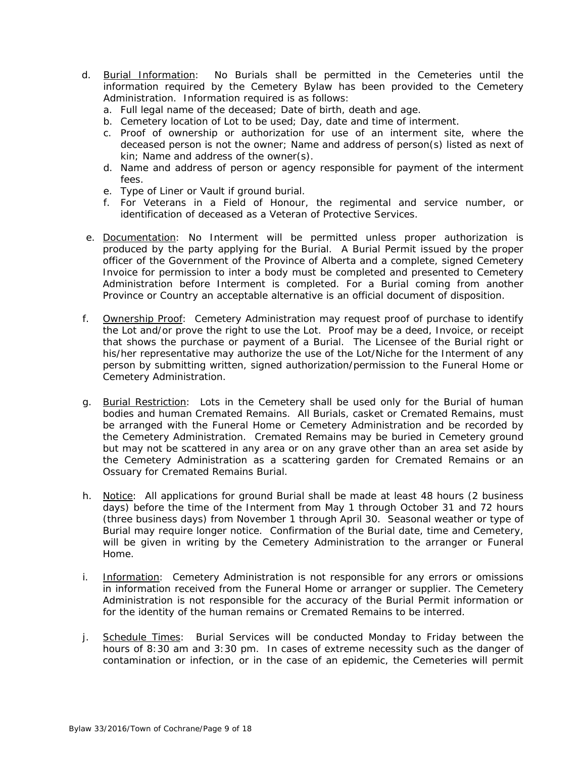d. <u>Burial Information</u>: No Burials shall be permitted in the Cemeteries until the information required by the Cemetery Bylaw has been provided to the Cemetery Administration. Information required is as follows:
   a. Full legal name of the deceased; Date of birth, death and age.
   b. Cemetery location of Lot to be used; Day, date and time of interment.
   c. Proof of ownership or authorization for use of an interment site, where the deceased person is not the owner; Name and address of person(s) listed as next of kin; Name and address of the owner(s).
   d. Name and address of person or agency responsible for payment of the interment fees.
   e. Type of Liner or Vault if ground burial.
   f. For Veterans in a Field of Honour, the regimental and service number, or identification of deceased as a Veteran of Protective Services.

e. <u>Documentation</u>: No Interment will be permitted unless proper authorization is produced by the party applying for the Burial. A Burial Permit issued by the proper officer of the Government of the Province of Alberta and a complete, signed Cemetery Invoice for permission to inter a body must be completed and presented to Cemetery Administration before Interment is completed. For a Burial coming from another Province or Country an acceptable alternative is an official document of disposition.

f. <u>Ownership Proof</u>: Cemetery Administration may request proof of purchase to identify the Lot and/or prove the right to use the Lot. Proof may be a deed, Invoice, or receipt that shows the purchase or payment of a Burial. The Licensee of the Burial right or his/her representative may authorize the use of the Lot/Niche for the Interment of any person by submitting written, signed authorization/permission to the Funeral Home or Cemetery Administration.

g. <u>Burial Restriction</u>: Lots in the Cemetery shall be used only for the Burial of human bodies and human Cremated Remains. All Burials, casket or Cremated Remains, must be arranged with the Funeral Home or Cemetery Administration and be recorded by the Cemetery Administration. Cremated Remains may be buried in Cemetery ground but may not be scattered in any area or on any grave other than an area set aside by the Cemetery Administration as a scattering garden for Cremated Remains or an Ossuary for Cremated Remains Burial.

h. <u>Notice</u>: All applications for ground Burial shall be made at least 48 hours (2 business days) before the time of the Interment from May 1 through October 31 and 72 hours (three business days) from November 1 through April 30. Seasonal weather or type of Burial may require longer notice. Confirmation of the Burial date, time and Cemetery, will be given in writing by the Cemetery Administration to the arranger or Funeral Home.

i. <u>Information</u>: Cemetery Administration is not responsible for any errors or omissions in information received from the Funeral Home or arranger or supplier. The Cemetery Administration is not responsible for the accuracy of the Burial Permit information or for the identity of the human remains or Cremated Remains to be interred.

j. <u>Schedule Times</u>: Burial Services will be conducted Monday to Friday between the hours of 8:30 am and 3:30 pm. In cases of extreme necessity such as the danger of contamination or infection, or in the case of an epidemic, the Cemeteries will permit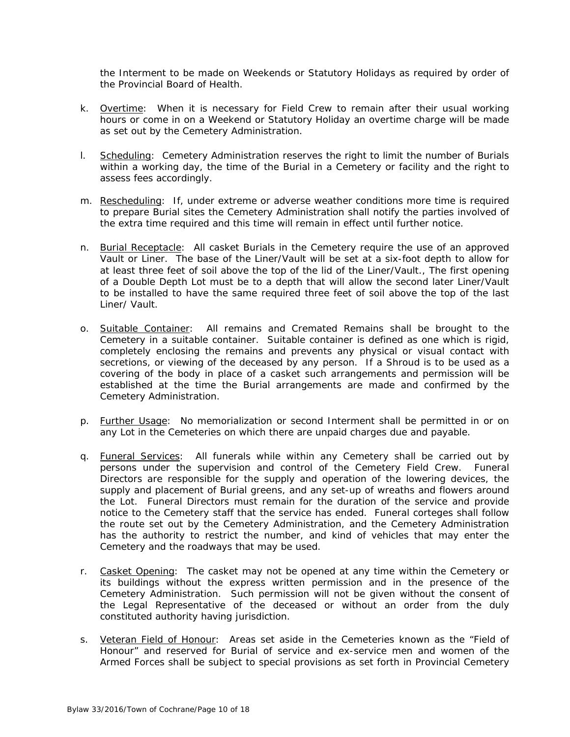the Interment to be made on Weekends or Statutory Holidays as required by order of the Provincial Board of Health.

k. Overtime: When it is necessary for Field Crew to remain after their usual working hours or come in on a Weekend or Statutory Holiday an overtime charge will be made as set out by the Cemetery Administration.

l. Scheduling: Cemetery Administration reserves the right to limit the number of Burials within a working day, the time of the Burial in a Cemetery or facility and the right to assess fees accordingly.

m. Rescheduling: If, under extreme or adverse weather conditions more time is required to prepare Burial sites the Cemetery Administration shall notify the parties involved of the extra time required and this time will remain in effect until further notice.

n. Burial Receptacle: All casket Burials in the Cemetery require the use of an approved Vault or Liner. The base of the Liner/Vault will be set at a six-foot depth to allow for at least three feet of soil above the top of the lid of the Liner/Vault., The first opening of a Double Depth Lot must be to a depth that will allow the second later Liner/Vault to be installed to have the same required three feet of soil above the top of the last Liner/ Vault.

o. Suitable Container: All remains and Cremated Remains shall be brought to the Cemetery in a suitable container. Suitable container is defined as one which is rigid, completely enclosing the remains and prevents any physical or visual contact with secretions, or viewing of the deceased by any person. If a Shroud is to be used as a covering of the body in place of a casket such arrangements and permission will be established at the time the Burial arrangements are made and confirmed by the Cemetery Administration.

p. Further Usage: No memorialization or second Interment shall be permitted in or on any Lot in the Cemeteries on which there are unpaid charges due and payable.

q. Funeral Services: All funerals while within any Cemetery shall be carried out by persons under the supervision and control of the Cemetery Field Crew. Funeral Directors are responsible for the supply and operation of the lowering devices, the supply and placement of Burial greens, and any set-up of wreaths and flowers around the Lot. Funeral Directors must remain for the duration of the service and provide notice to the Cemetery staff that the service has ended. Funeral corteges shall follow the route set out by the Cemetery Administration, and the Cemetery Administration has the authority to restrict the number, and kind of vehicles that may enter the Cemetery and the roadways that may be used.

r. Casket Opening: The casket may not be opened at any time within the Cemetery or its buildings without the express written permission and in the presence of the Cemetery Administration. Such permission will not be given without the consent of the Legal Representative of the deceased or without an order from the duly constituted authority having jurisdiction.

s. Veteran Field of Honour: Areas set aside in the Cemeteries known as the "Field of Honour" and reserved for Burial of service and ex-service men and women of the Armed Forces shall be subject to special provisions as set forth in Provincial Cemetery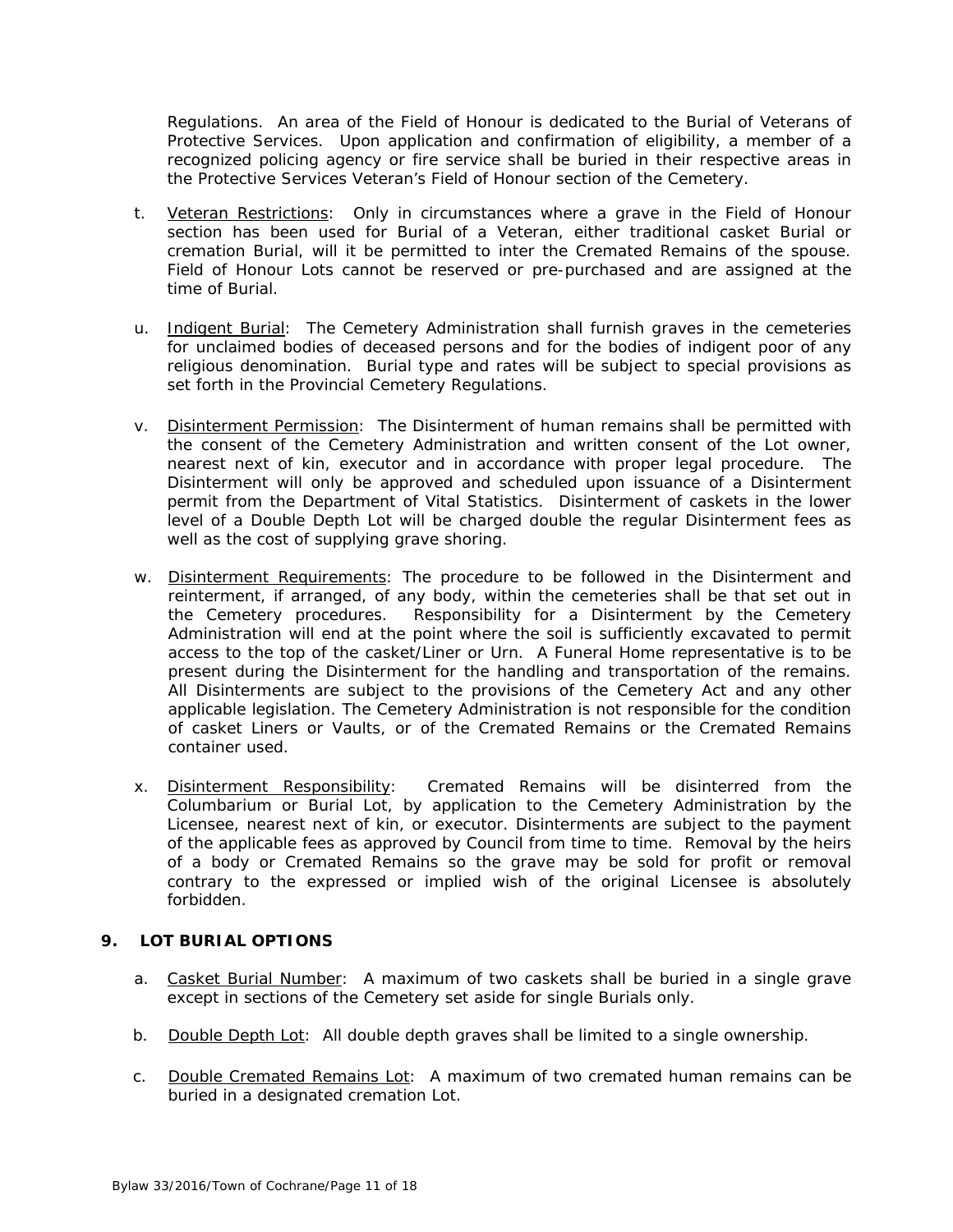Regulations. An area of the Field of Honour is dedicated to the Burial of Veterans of Protective Services. Upon application and confirmation of eligibility, a member of a recognized policing agency or fire service shall be buried in their respective areas in the Protective Services Veteran's Field of Honour section of the Cemetery.

t. Veteran Restrictions: Only in circumstances where a grave in the Field of Honour section has been used for Burial of a Veteran, either traditional casket Burial or cremation Burial, will it be permitted to inter the Cremated Remains of the spouse. Field of Honour Lots cannot be reserved or pre-purchased and are assigned at the time of Burial.

u. Indigent Burial: The Cemetery Administration shall furnish graves in the cemeteries for unclaimed bodies of deceased persons and for the bodies of indigent poor of any religious denomination. Burial type and rates will be subject to special provisions as set forth in the Provincial Cemetery Regulations.

v. Disinterment Permission: The Disinterment of human remains shall be permitted with the consent of the Cemetery Administration and written consent of the Lot owner, nearest next of kin, executor and in accordance with proper legal procedure. The Disinterment will only be approved and scheduled upon issuance of a Disinterment permit from the Department of Vital Statistics. Disinterment of caskets in the lower level of a Double Depth Lot will be charged double the regular Disinterment fees as well as the cost of supplying grave shoring.

w. Disinterment Requirements: The procedure to be followed in the Disinterment and reinterment, if arranged, of any body, within the cemeteries shall be that set out in the Cemetery procedures. Responsibility for a Disinterment by the Cemetery Administration will end at the point where the soil is sufficiently excavated to permit access to the top of the casket/Liner or Urn. A Funeral Home representative is to be present during the Disinterment for the handling and transportation of the remains. All Disinterments are subject to the provisions of the Cemetery Act and any other applicable legislation. The Cemetery Administration is not responsible for the condition of casket Liners or Vaults, or of the Cremated Remains or the Cremated Remains container used.

x. Disinterment Responsibility: Cremated Remains will be disinterred from the Columbarium or Burial Lot, by application to the Cemetery Administration by the Licensee, nearest next of kin, or executor. Disinterments are subject to the payment of the applicable fees as approved by Council from time to time. Removal by the heirs of a body or Cremated Remains so the grave may be sold for profit or removal contrary to the expressed or implied wish of the original Licensee is absolutely forbidden.

## 9. LOT BURIAL OPTIONS

a. Casket Burial Number: A maximum of two caskets shall be buried in a single grave except in sections of the Cemetery set aside for single Burials only.

b. Double Depth Lot: All double depth graves shall be limited to a single ownership.

c. Double Cremated Remains Lot: A maximum of two cremated human remains can be buried in a designated cremation Lot.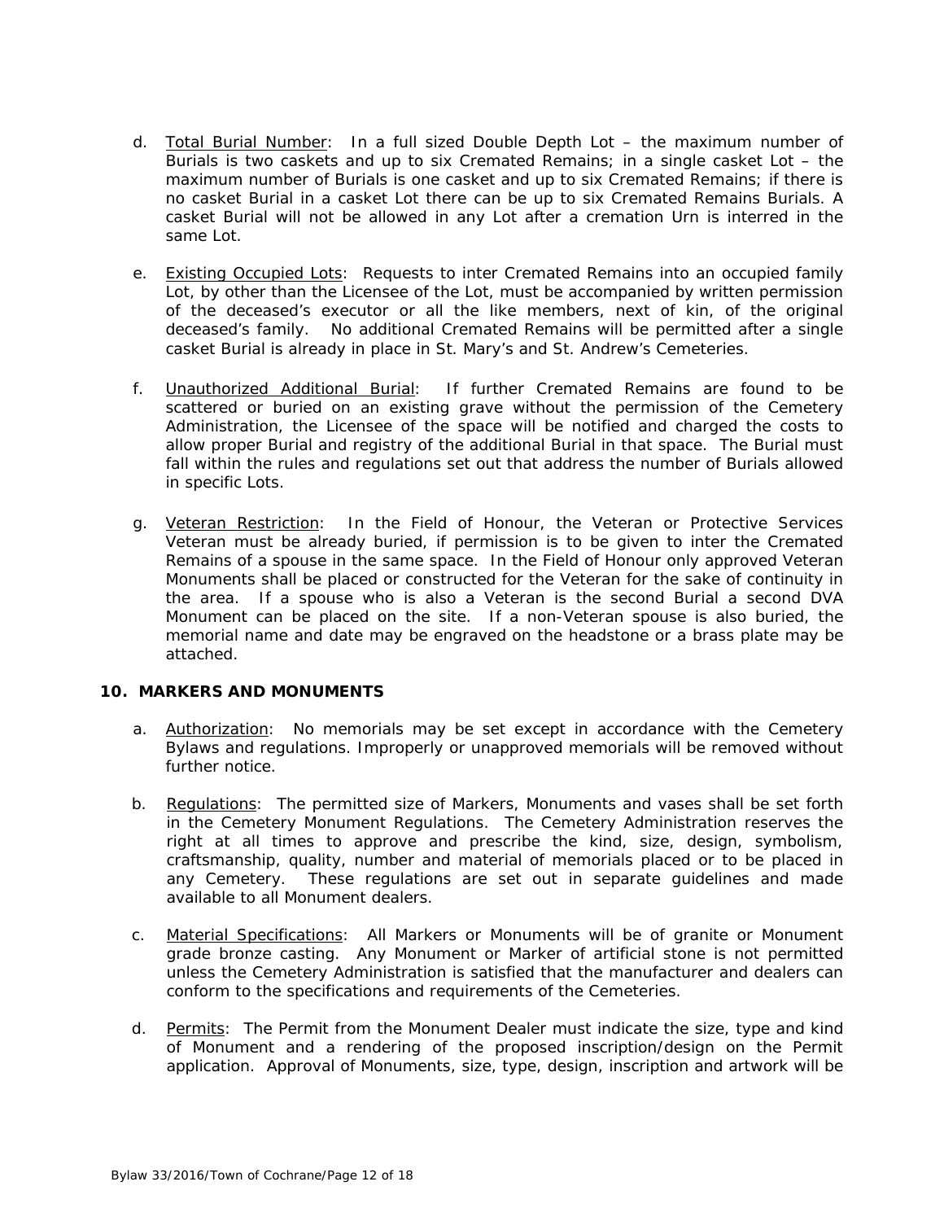d. Total Burial Number: In a full sized Double Depth Lot – the maximum number of Burials is two caskets and up to six Cremated Remains; in a single casket Lot – the maximum number of Burials is one casket and up to six Cremated Remains; if there is no casket Burial in a casket Lot there can be up to six Cremated Remains Burials. A casket Burial will not be allowed in any Lot after a cremation Urn is interred in the same Lot.

e. Existing Occupied Lots: Requests to inter Cremated Remains into an occupied family Lot, by other than the Licensee of the Lot, must be accompanied by written permission of the deceased's executor or all the like members, next of kin, of the original deceased's family. No additional Cremated Remains will be permitted after a single casket Burial is already in place in St. Mary's and St. Andrew's Cemeteries.

f. Unauthorized Additional Burial: If further Cremated Remains are found to be scattered or buried on an existing grave without the permission of the Cemetery Administration, the Licensee of the space will be notified and charged the costs to allow proper Burial and registry of the additional Burial in that space. The Burial must fall within the rules and regulations set out that address the number of Burials allowed in specific Lots.

g. Veteran Restriction: In the Field of Honour, the Veteran or Protective Services Veteran must be already buried, if permission is to be given to inter the Cremated Remains of a spouse in the same space. In the Field of Honour only approved Veteran Monuments shall be placed or constructed for the Veteran for the sake of continuity in the area. If a spouse who is also a Veteran is the second Burial a second DVA Monument can be placed on the site. If a non-Veteran spouse is also buried, the memorial name and date may be engraved on the headstone or a brass plate may be attached.

## 10. MARKERS AND MONUMENTS

a. Authorization: No memorials may be set except in accordance with the Cemetery Bylaws and regulations. Improperly or unapproved memorials will be removed without further notice.

b. Regulations: The permitted size of Markers, Monuments and vases shall be set forth in the Cemetery Monument Regulations. The Cemetery Administration reserves the right at all times to approve and prescribe the kind, size, design, symbolism, craftsmanship, quality, number and material of memorials placed or to be placed in any Cemetery. These regulations are set out in separate guidelines and made available to all Monument dealers.

c. Material Specifications: All Markers or Monuments will be of granite or Monument grade bronze casting. Any Monument or Marker of artificial stone is not permitted unless the Cemetery Administration is satisfied that the manufacturer and dealers can conform to the specifications and requirements of the Cemeteries.

d. Permits: The Permit from the Monument Dealer must indicate the size, type and kind of Monument and a rendering of the proposed inscription/design on the Permit application. Approval of Monuments, size, type, design, inscription and artwork will be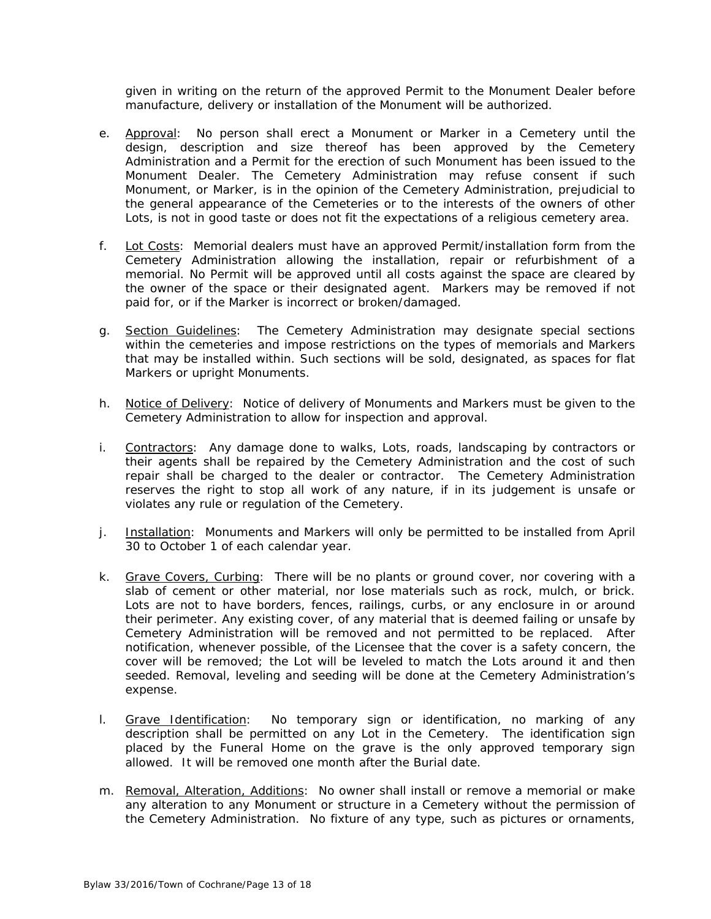given in writing on the return of the approved Permit to the Monument Dealer before manufacture, delivery or installation of the Monument will be authorized.

e. Approval: No person shall erect a Monument or Marker in a Cemetery until the design, description and size thereof has been approved by the Cemetery Administration and a Permit for the erection of such Monument has been issued to the Monument Dealer. The Cemetery Administration may refuse consent if such Monument, or Marker, is in the opinion of the Cemetery Administration, prejudicial to the general appearance of the Cemeteries or to the interests of the owners of other Lots, is not in good taste or does not fit the expectations of a religious cemetery area.

f. Lot Costs: Memorial dealers must have an approved Permit/installation form from the Cemetery Administration allowing the installation, repair or refurbishment of a memorial. No Permit will be approved until all costs against the space are cleared by the owner of the space or their designated agent. Markers may be removed if not paid for, or if the Marker is incorrect or broken/damaged.

g. Section Guidelines: The Cemetery Administration may designate special sections within the cemeteries and impose restrictions on the types of memorials and Markers that may be installed within. Such sections will be sold, designated, as spaces for flat Markers or upright Monuments.

h. Notice of Delivery: Notice of delivery of Monuments and Markers must be given to the Cemetery Administration to allow for inspection and approval.

i. Contractors: Any damage done to walks, Lots, roads, landscaping by contractors or their agents shall be repaired by the Cemetery Administration and the cost of such repair shall be charged to the dealer or contractor. The Cemetery Administration reserves the right to stop all work of any nature, if in its judgement is unsafe or violates any rule or regulation of the Cemetery.

j. Installation: Monuments and Markers will only be permitted to be installed from April 30 to October 1 of each calendar year.

k. Grave Covers, Curbing: There will be no plants or ground cover, nor covering with a slab of cement or other material, nor lose materials such as rock, mulch, or brick. Lots are not to have borders, fences, railings, curbs, or any enclosure in or around their perimeter. Any existing cover, of any material that is deemed failing or unsafe by Cemetery Administration will be removed and not permitted to be replaced. After notification, whenever possible, of the Licensee that the cover is a safety concern, the cover will be removed; the Lot will be leveled to match the Lots around it and then seeded. Removal, leveling and seeding will be done at the Cemetery Administration's expense.

l. Grave Identification: No temporary sign or identification, no marking of any description shall be permitted on any Lot in the Cemetery. The identification sign placed by the Funeral Home on the grave is the only approved temporary sign allowed. It will be removed one month after the Burial date.

m. Removal, Alteration, Additions: No owner shall install or remove a memorial or make any alteration to any Monument or structure in a Cemetery without the permission of the Cemetery Administration. No fixture of any type, such as pictures or ornaments,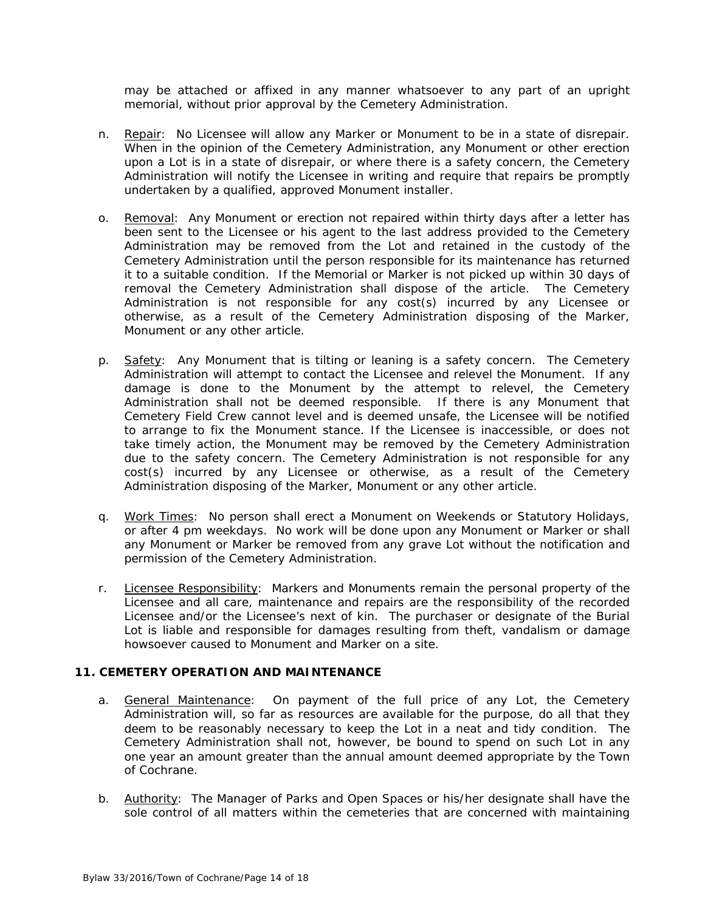may be attached or affixed in any manner whatsoever to any part of an upright memorial, without prior approval by the Cemetery Administration.

n. Repair: No Licensee will allow any Marker or Monument to be in a state of disrepair. When in the opinion of the Cemetery Administration, any Monument or other erection upon a Lot is in a state of disrepair, or where there is a safety concern, the Cemetery Administration will notify the Licensee in writing and require that repairs be promptly undertaken by a qualified, approved Monument installer.

o. Removal: Any Monument or erection not repaired within thirty days after a letter has been sent to the Licensee or his agent to the last address provided to the Cemetery Administration may be removed from the Lot and retained in the custody of the Cemetery Administration until the person responsible for its maintenance has returned it to a suitable condition. If the Memorial or Marker is not picked up within 30 days of removal the Cemetery Administration shall dispose of the article. The Cemetery Administration is not responsible for any cost(s) incurred by any Licensee or otherwise, as a result of the Cemetery Administration disposing of the Marker, Monument or any other article.

p. Safety: Any Monument that is tilting or leaning is a safety concern. The Cemetery Administration will attempt to contact the Licensee and relevel the Monument. If any damage is done to the Monument by the attempt to relevel, the Cemetery Administration shall not be deemed responsible. If there is any Monument that Cemetery Field Crew cannot level and is deemed unsafe, the Licensee will be notified to arrange to fix the Monument stance. If the Licensee is inaccessible, or does not take timely action, the Monument may be removed by the Cemetery Administration due to the safety concern. The Cemetery Administration is not responsible for any cost(s) incurred by any Licensee or otherwise, as a result of the Cemetery Administration disposing of the Marker, Monument or any other article.

q. Work Times: No person shall erect a Monument on Weekends or Statutory Holidays, or after 4 pm weekdays. No work will be done upon any Monument or Marker or shall any Monument or Marker be removed from any grave Lot without the notification and permission of the Cemetery Administration.

r. Licensee Responsibility: Markers and Monuments remain the personal property of the Licensee and all care, maintenance and repairs are the responsibility of the recorded Licensee and/or the Licensee's next of kin. The purchaser or designate of the Burial Lot is liable and responsible for damages resulting from theft, vandalism or damage howsoever caused to Monument and Marker on a site.

## 11. CEMETERY OPERATION AND MAINTENANCE

a. General Maintenance: On payment of the full price of any Lot, the Cemetery Administration will, so far as resources are available for the purpose, do all that they deem to be reasonably necessary to keep the Lot in a neat and tidy condition. The Cemetery Administration shall not, however, be bound to spend on such Lot in any one year an amount greater than the annual amount deemed appropriate by the Town of Cochrane.

b. Authority: The Manager of Parks and Open Spaces or his/her designate shall have the sole control of all matters within the cemeteries that are concerned with maintaining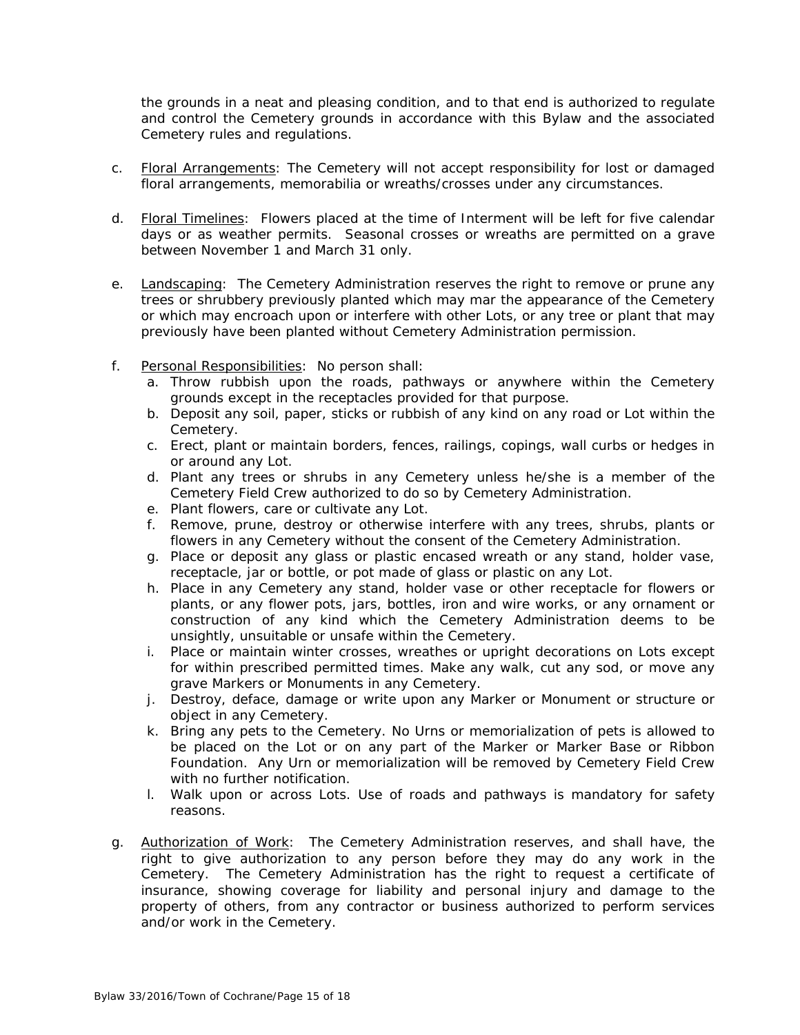the grounds in a neat and pleasing condition, and to that end is authorized to regulate and control the Cemetery grounds in accordance with this Bylaw and the associated Cemetery rules and regulations.

c. Floral Arrangements: The Cemetery will not accept responsibility for lost or damaged floral arrangements, memorabilia or wreaths/crosses under any circumstances.

d. Floral Timelines: Flowers placed at the time of Interment will be left for five calendar days or as weather permits. Seasonal crosses or wreaths are permitted on a grave between November 1 and March 31 only.

e. Landscaping: The Cemetery Administration reserves the right to remove or prune any trees or shrubbery previously planted which may mar the appearance of the Cemetery or which may encroach upon or interfere with other Lots, or any tree or plant that may previously have been planted without Cemetery Administration permission.

f. Personal Responsibilities: No person shall:
   a. Throw rubbish upon the roads, pathways or anywhere within the Cemetery grounds except in the receptacles provided for that purpose.
   b. Deposit any soil, paper, sticks or rubbish of any kind on any road or Lot within the Cemetery.
   c. Erect, plant or maintain borders, fences, railings, copings, wall curbs or hedges in or around any Lot.
   d. Plant any trees or shrubs in any Cemetery unless he/she is a member of the Cemetery Field Crew authorized to do so by Cemetery Administration.
   e. Plant flowers, care or cultivate any Lot.
   f. Remove, prune, destroy or otherwise interfere with any trees, shrubs, plants or flowers in any Cemetery without the consent of the Cemetery Administration.
   g. Place or deposit any glass or plastic encased wreath or any stand, holder vase, receptacle, jar or bottle, or pot made of glass or plastic on any Lot.
   h. Place in any Cemetery any stand, holder vase or other receptacle for flowers or plants, or any flower pots, jars, bottles, iron and wire works, or any ornament or construction of any kind which the Cemetery Administration deems to be unsightly, unsuitable or unsafe within the Cemetery.
   i. Place or maintain winter crosses, wreathes or upright decorations on Lots except for within prescribed permitted times. Make any walk, cut any sod, or move any grave Markers or Monuments in any Cemetery.
   j. Destroy, deface, damage or write upon any Marker or Monument or structure or object in any Cemetery.
   k. Bring any pets to the Cemetery. No Urns or memorialization of pets is allowed to be placed on the Lot or on any part of the Marker or Marker Base or Ribbon Foundation. Any Urn or memorialization will be removed by Cemetery Field Crew with no further notification.
   l. Walk upon or across Lots. Use of roads and pathways is mandatory for safety reasons.

g. Authorization of Work: The Cemetery Administration reserves, and shall have, the right to give authorization to any person before they may do any work in the Cemetery. The Cemetery Administration has the right to request a certificate of insurance, showing coverage for liability and personal injury and damage to the property of others, from any contractor or business authorized to perform services and/or work in the Cemetery.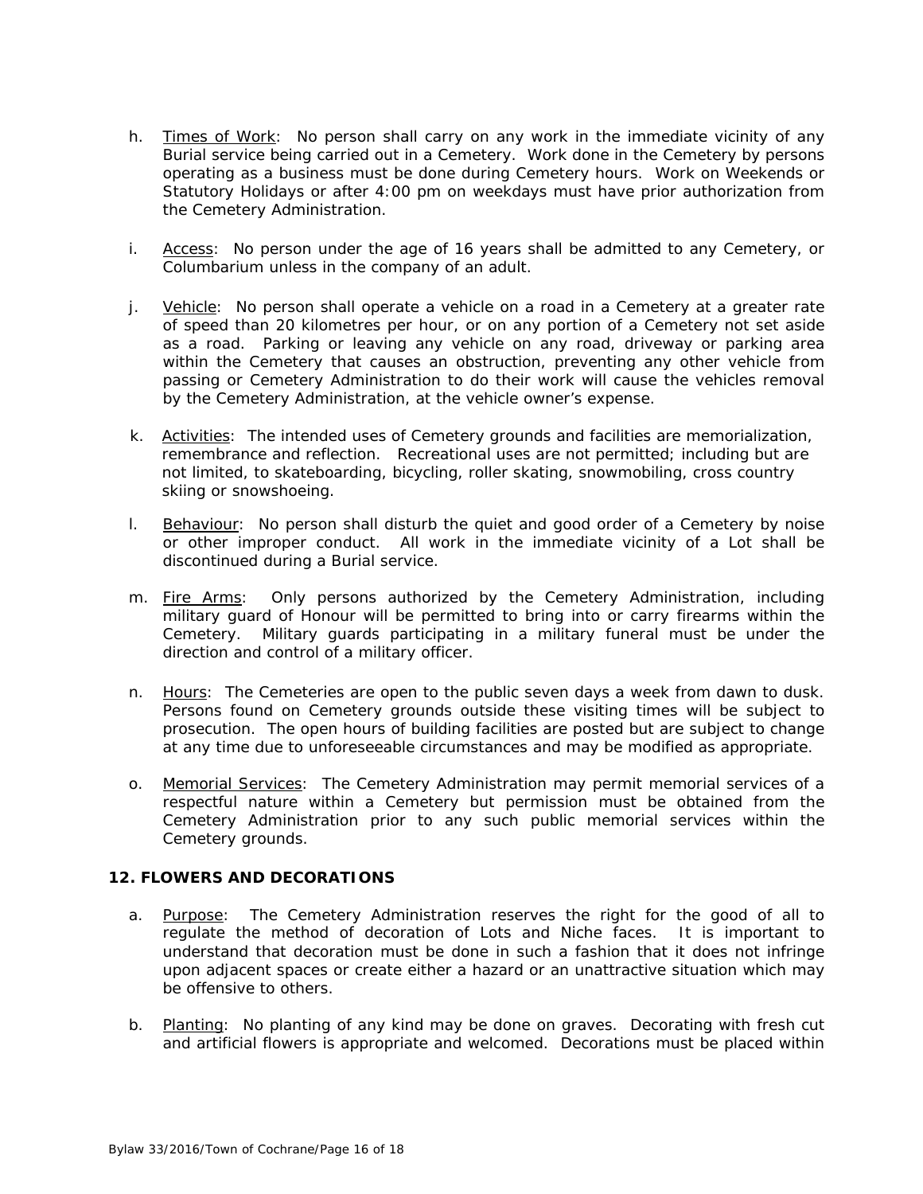h. Times of Work: No person shall carry on any work in the immediate vicinity of any Burial service being carried out in a Cemetery. Work done in the Cemetery by persons operating as a business must be done during Cemetery hours. Work on Weekends or Statutory Holidays or after 4:00 pm on weekdays must have prior authorization from the Cemetery Administration.

i. Access: No person under the age of 16 years shall be admitted to any Cemetery, or Columbarium unless in the company of an adult.

j. Vehicle: No person shall operate a vehicle on a road in a Cemetery at a greater rate of speed than 20 kilometres per hour, or on any portion of a Cemetery not set aside as a road. Parking or leaving any vehicle on any road, driveway or parking area within the Cemetery that causes an obstruction, preventing any other vehicle from passing or Cemetery Administration to do their work will cause the vehicles removal by the Cemetery Administration, at the vehicle owner's expense.

k. Activities: The intended uses of Cemetery grounds and facilities are memorialization, remembrance and reflection. Recreational uses are not permitted; including but are not limited, to skateboarding, bicycling, roller skating, snowmobiling, cross country skiing or snowshoeing.

l. Behaviour: No person shall disturb the quiet and good order of a Cemetery by noise or other improper conduct. All work in the immediate vicinity of a Lot shall be discontinued during a Burial service.

m. Fire Arms: Only persons authorized by the Cemetery Administration, including military guard of Honour will be permitted to bring into or carry firearms within the Cemetery. Military guards participating in a military funeral must be under the direction and control of a military officer.

n. Hours: The Cemeteries are open to the public seven days a week from dawn to dusk. Persons found on Cemetery grounds outside these visiting times will be subject to prosecution. The open hours of building facilities are posted but are subject to change at any time due to unforeseeable circumstances and may be modified as appropriate.

o. Memorial Services: The Cemetery Administration may permit memorial services of a respectful nature within a Cemetery but permission must be obtained from the Cemetery Administration prior to any such public memorial services within the Cemetery grounds.

**12. FLOWERS AND DECORATIONS**

a. Purpose: The Cemetery Administration reserves the right for the good of all to regulate the method of decoration of Lots and Niche faces. It is important to understand that decoration must be done in such a fashion that it does not infringe upon adjacent spaces or create either a hazard or an unattractive situation which may be offensive to others.

b. Planting: No planting of any kind may be done on graves. Decorating with fresh cut and artificial flowers is appropriate and welcomed. Decorations must be placed within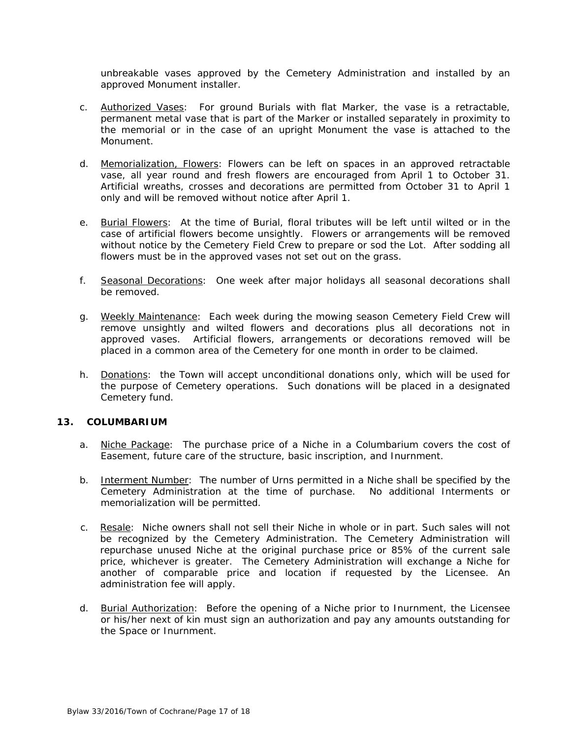unbreakable vases approved by the Cemetery Administration and installed by an approved Monument installer.

c. Authorized Vases: For ground Burials with flat Marker, the vase is a retractable, permanent metal vase that is part of the Marker or installed separately in proximity to the memorial or in the case of an upright Monument the vase is attached to the Monument.

d. Memorialization, Flowers: Flowers can be left on spaces in an approved retractable vase, all year round and fresh flowers are encouraged from April 1 to October 31. Artificial wreaths, crosses and decorations are permitted from October 31 to April 1 only and will be removed without notice after April 1.

e. Burial Flowers: At the time of Burial, floral tributes will be left until wilted or in the case of artificial flowers become unsightly. Flowers or arrangements will be removed without notice by the Cemetery Field Crew to prepare or sod the Lot. After sodding all flowers must be in the approved vases not set out on the grass.

f. Seasonal Decorations: One week after major holidays all seasonal decorations shall be removed.

g. Weekly Maintenance: Each week during the mowing season Cemetery Field Crew will remove unsightly and wilted flowers and decorations plus all decorations not in approved vases. Artificial flowers, arrangements or decorations removed will be placed in a common area of the Cemetery for one month in order to be claimed.

h. Donations: the Town will accept unconditional donations only, which will be used for the purpose of Cemetery operations. Such donations will be placed in a designated Cemetery fund.

## 13. COLUMBARIUM

a. Niche Package: The purchase price of a Niche in a Columbarium covers the cost of Easement, future care of the structure, basic inscription, and Inurnment.

b. Interment Number: The number of Urns permitted in a Niche shall be specified by the Cemetery Administration at the time of purchase. No additional Interments or memorialization will be permitted.

c. Resale: Niche owners shall not sell their Niche in whole or in part. Such sales will not be recognized by the Cemetery Administration. The Cemetery Administration will repurchase unused Niche at the original purchase price or 85% of the current sale price, whichever is greater. The Cemetery Administration will exchange a Niche for another of comparable price and location if requested by the Licensee. An administration fee will apply.

d. Burial Authorization: Before the opening of a Niche prior to Inurnment, the Licensee or his/her next of kin must sign an authorization and pay any amounts outstanding for the Space or Inurnment.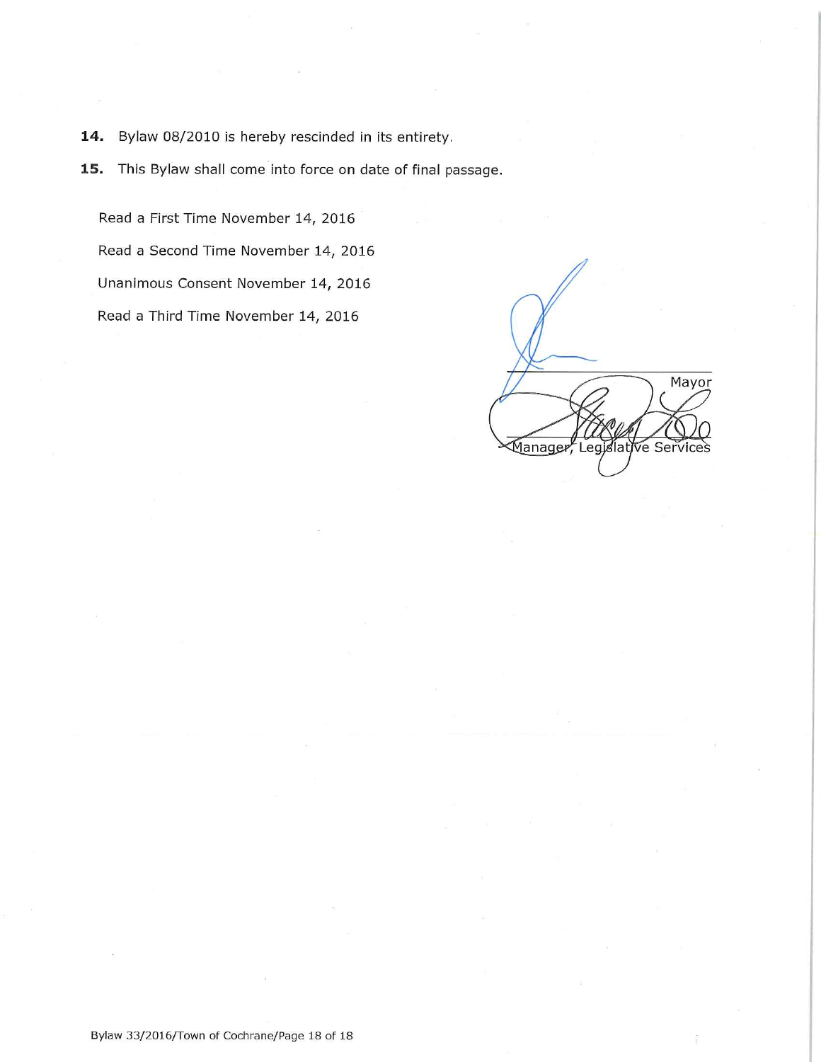**14.** Bylaw 08/2010 is hereby rescinded in its entirety.

**15.** This Bylaw shall come into force on date of final passage.

Read a First Time November 14, 2016

Read a Second Time November 14, 2016

Unanimous Consent November 14, 2016

Read a Third Time November 14, 2016

Mayor

Manager, Legislative Services